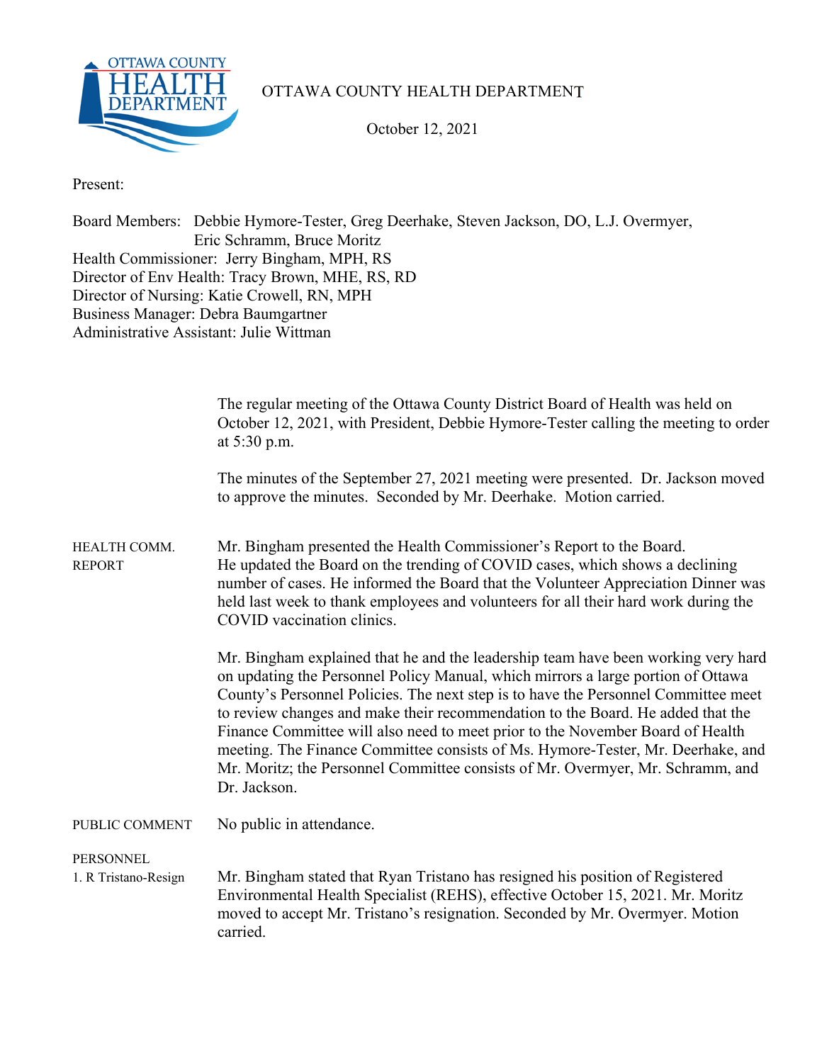# OTTAWA COUNTY HEALTH DEPARTMENT

October 12, 2021

Present:

Board Members: Debbie Hymore-Tester, Greg Deerhake, Steven Jackson, DO, L.J. Overmyer, Eric Schramm, Bruce Moritz
Health Commissioner: Jerry Bingham, MPH, RS
Director of Env Health: Tracy Brown, MHE, RS, RD
Director of Nursing: Katie Crowell, RN, MPH
Business Manager: Debra Baumgartner
Administrative Assistant: Julie Wittman

The regular meeting of the Ottawa County District Board of Health was held on October 12, 2021, with President, Debbie Hymore-Tester calling the meeting to order at 5:30 p.m.

The minutes of the September 27, 2021 meeting were presented. Dr. Jackson moved to approve the minutes. Seconded by Mr. Deerhake. Motion carried.

**HEALTH COMM. REPORT**

Mr. Bingham presented the Health Commissioner's Report to the Board. He updated the Board on the trending of COVID cases, which shows a declining number of cases. He informed the Board that the Volunteer Appreciation Dinner was held last week to thank employees and volunteers for all their hard work during the COVID vaccination clinics.

Mr. Bingham explained that he and the leadership team have been working very hard on updating the Personnel Policy Manual, which mirrors a large portion of Ottawa County's Personnel Policies. The next step is to have the Personnel Committee meet to review changes and make their recommendation to the Board. He added that the Finance Committee will also need to meet prior to the November Board of Health meeting. The Finance Committee consists of Ms. Hymore-Tester, Mr. Deerhake, and Mr. Moritz; the Personnel Committee consists of Mr. Overmyer, Mr. Schramm, and Dr. Jackson.

**PUBLIC COMMENT**

No public in attendance.

**PERSONNEL**

**1. R Tristano-Resign**

Mr. Bingham stated that Ryan Tristano has resigned his position of Registered Environmental Health Specialist (REHS), effective October 15, 2021. Mr. Moritz moved to accept Mr. Tristano's resignation. Seconded by Mr. Overmyer. Motion carried.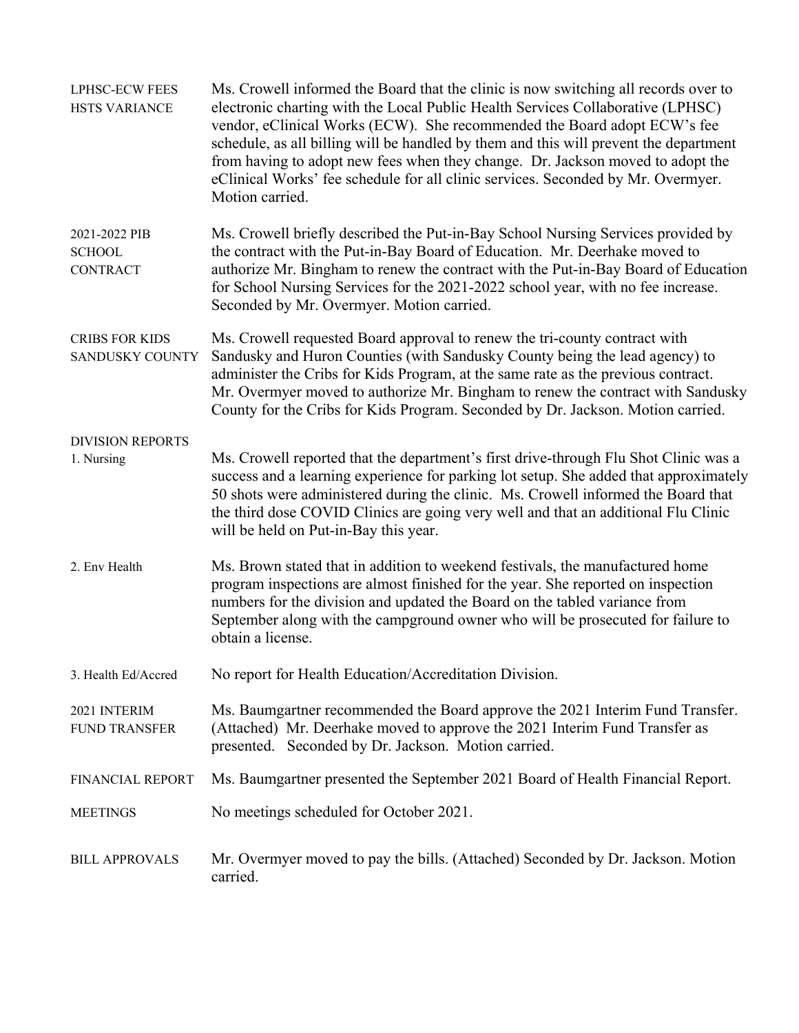**LPHSC-ECW FEES HSTS VARIANCE**

Ms. Crowell informed the Board that the clinic is now switching all records over to electronic charting with the Local Public Health Services Collaborative (LPHSC) vendor, eClinical Works (ECW). She recommended the Board adopt ECW's fee schedule, as all billing will be handled by them and this will prevent the department from having to adopt new fees when they change. Dr. Jackson moved to adopt the eClinical Works' fee schedule for all clinic services. Seconded by Mr. Overmyer. Motion carried.

**2021-2022 PIB SCHOOL CONTRACT**

Ms. Crowell briefly described the Put-in-Bay School Nursing Services provided by the contract with the Put-in-Bay Board of Education. Mr. Deerhake moved to authorize Mr. Bingham to renew the contract with the Put-in-Bay Board of Education for School Nursing Services for the 2021-2022 school year, with no fee increase. Seconded by Mr. Overmyer. Motion carried.

**CRIBS FOR KIDS SANDUSKY COUNTY**

Ms. Crowell requested Board approval to renew the tri-county contract with Sandusky and Huron Counties (with Sandusky County being the lead agency) to administer the Cribs for Kids Program, at the same rate as the previous contract. Mr. Overmyer moved to authorize Mr. Bingham to renew the contract with Sandusky County for the Cribs for Kids Program. Seconded by Dr. Jackson. Motion carried.

**DIVISION REPORTS**

**1. Nursing**

Ms. Crowell reported that the department's first drive-through Flu Shot Clinic was a success and a learning experience for parking lot setup. She added that approximately 50 shots were administered during the clinic. Ms. Crowell informed the Board that the third dose COVID Clinics are going very well and that an additional Flu Clinic will be held on Put-in-Bay this year.

**2. Env Health**

Ms. Brown stated that in addition to weekend festivals, the manufactured home program inspections are almost finished for the year. She reported on inspection numbers for the division and updated the Board on the tabled variance from September along with the campground owner who will be prosecuted for failure to obtain a license.

**3. Health Ed/Accred**

No report for Health Education/Accreditation Division.

**2021 INTERIM FUND TRANSFER**

Ms. Baumgartner recommended the Board approve the 2021 Interim Fund Transfer. (Attached) Mr. Deerhake moved to approve the 2021 Interim Fund Transfer as presented. Seconded by Dr. Jackson. Motion carried.

**FINANCIAL REPORT**

Ms. Baumgartner presented the September 2021 Board of Health Financial Report.

**MEETINGS**

No meetings scheduled for October 2021.

**BILL APPROVALS**

Mr. Overmyer moved to pay the bills. (Attached) Seconded by Dr. Jackson. Motion carried.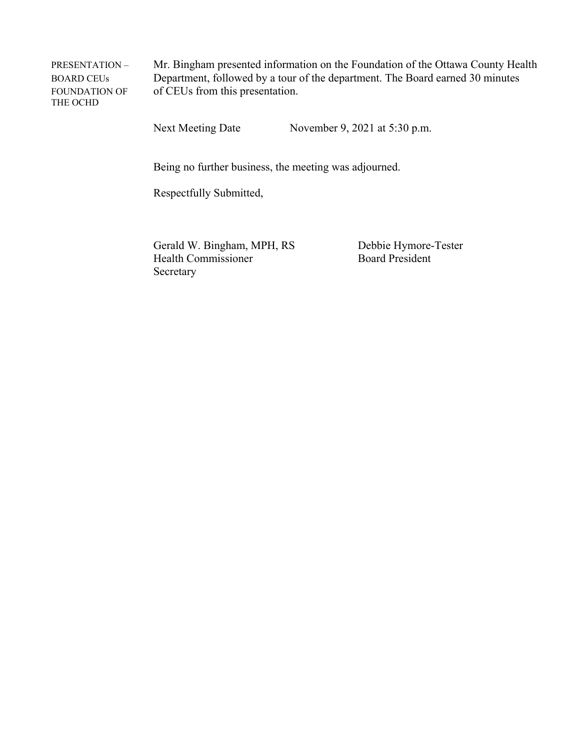**PRESENTATION – BOARD CEUs FOUNDATION OF THE OCHD**

Mr. Bingham presented information on the Foundation of the Ottawa County Health Department, followed by a tour of the department. The Board earned 30 minutes of CEUs from this presentation.

Next Meeting Date November 9, 2021 at 5:30 p.m.

Being no further business, the meeting was adjourned.

Respectfully Submitted,

| | |
|---|---|
| Gerald W. Bingham, MPH, RS | Debbie Hymore-Tester |
| Health Commissioner | Board President |
| Secretary | |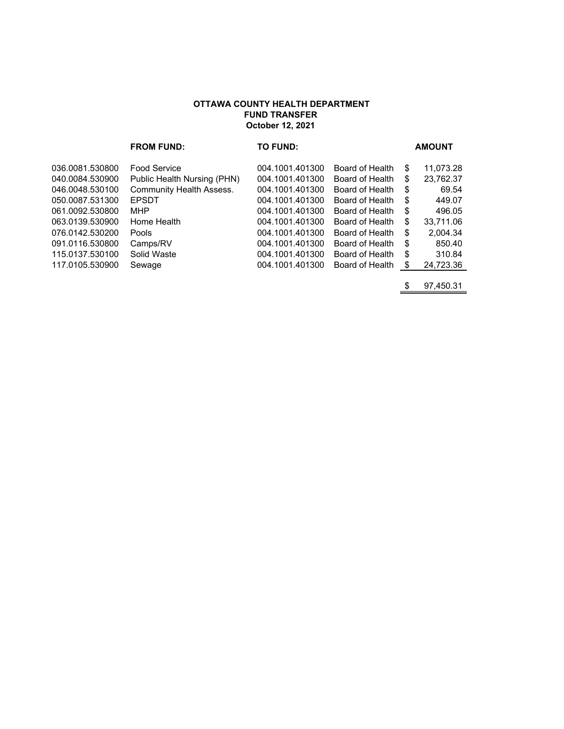**OTTAWA COUNTY HEALTH DEPARTMENT**
**FUND TRANSFER**
**October 12, 2021**

| | **FROM FUND:** | **TO FUND:** | | **AMOUNT** |
|---|---|---|---|---|
| 036.0081.530800 | Food Service | 004.1001.401300 | Board of Health | $ 11,073.28 |
| 040.0084.530900 | Public Health Nursing (PHN) | 004.1001.401300 | Board of Health | $ 23,762.37 |
| 046.0048.530100 | Community Health Assess. | 004.1001.401300 | Board of Health | $ 69.54 |
| 050.0087.531300 | EPSDT | 004.1001.401300 | Board of Health | $ 449.07 |
| 061.0092.530800 | MHP | 004.1001.401300 | Board of Health | $ 496.05 |
| 063.0139.530900 | Home Health | 004.1001.401300 | Board of Health | $ 33,711.06 |
| 076.0142.530200 | Pools | 004.1001.401300 | Board of Health | $ 2,004.34 |
| 091.0116.530800 | Camps/RV | 004.1001.401300 | Board of Health | $ 850.40 |
| 115.0137.530100 | Solid Waste | 004.1001.401300 | Board of Health | $ 310.84 |
| 117.0105.530900 | Sewage | 004.1001.401300 | Board of Health | $ 24,723.36 |
| | | | | $ 97,450.31 |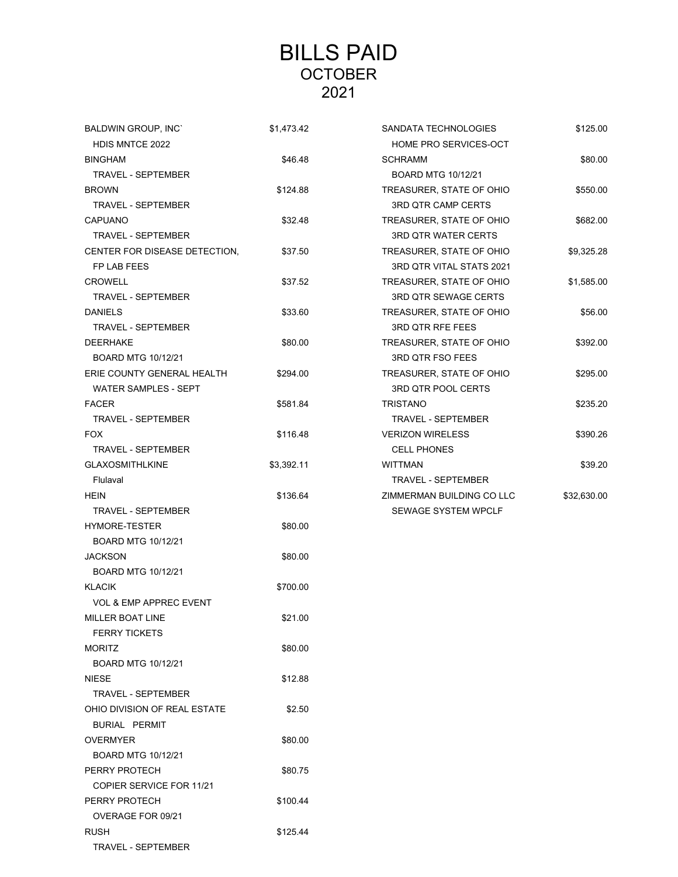# BILLS PAID
## OCTOBER
## 2021

| | |
|---|---|
| BALDWIN GROUP, INC`<br>HDIS MNTCE 2022 | $1,473.42 |
| BINGHAM<br>TRAVEL - SEPTEMBER | $46.48 |
| BROWN<br>TRAVEL - SEPTEMBER | $124.88 |
| CAPUANO<br>TRAVEL - SEPTEMBER | $32.48 |
| CENTER FOR DISEASE DETECTION,<br>FP LAB FEES | $37.50 |
| CROWELL<br>TRAVEL - SEPTEMBER | $37.52 |
| DANIELS<br>TRAVEL - SEPTEMBER | $33.60 |
| DEERHAKE<br>BOARD MTG 10/12/21 | $80.00 |
| ERIE COUNTY GENERAL HEALTH<br>WATER SAMPLES - SEPT | $294.00 |
| FACER<br>TRAVEL - SEPTEMBER | $581.84 |
| FOX<br>TRAVEL - SEPTEMBER | $116.48 |
| GLAXOSMITHLKINE<br>Flulaval | $3,392.11 |
| HEIN<br>TRAVEL - SEPTEMBER | $136.64 |
| HYMORE-TESTER<br>BOARD MTG 10/12/21 | $80.00 |
| JACKSON<br>BOARD MTG 10/12/21 | $80.00 |
| KLACIK<br>VOL & EMP APPREC EVENT | $700.00 |
| MILLER BOAT LINE<br>FERRY TICKETS | $21.00 |
| MORITZ<br>BOARD MTG 10/12/21 | $80.00 |
| NIESE<br>TRAVEL - SEPTEMBER | $12.88 |
| OHIO DIVISION OF REAL ESTATE<br>BURIAL PERMIT | $2.50 |
| OVERMYER<br>BOARD MTG 10/12/21 | $80.00 |
| PERRY PROTECH<br>COPIER SERVICE FOR 11/21 | $80.75 |
| PERRY PROTECH<br>OVERAGE FOR 09/21 | $100.44 |
| RUSH<br>TRAVEL - SEPTEMBER | $125.44 |
| SANDATA TECHNOLOGIES<br>HOME PRO SERVICES-OCT | $125.00 |
| SCHRAMM<br>BOARD MTG 10/12/21 | $80.00 |
| TREASURER, STATE OF OHIO<br>3RD QTR CAMP CERTS | $550.00 |
| TREASURER, STATE OF OHIO<br>3RD QTR WATER CERTS | $682.00 |
| TREASURER, STATE OF OHIO<br>3RD QTR VITAL STATS 2021 | $9,325.28 |
| TREASURER, STATE OF OHIO<br>3RD QTR SEWAGE CERTS | $1,585.00 |
| TREASURER, STATE OF OHIO<br>3RD QTR RFE FEES | $56.00 |
| TREASURER, STATE OF OHIO<br>3RD QTR FSO FEES | $392.00 |
| TREASURER, STATE OF OHIO<br>3RD QTR POOL CERTS | $295.00 |
| TRISTANO<br>TRAVEL - SEPTEMBER | $235.20 |
| VERIZON WIRELESS<br>CELL PHONES | $390.26 |
| WITTMAN<br>TRAVEL - SEPTEMBER | $39.20 |
| ZIMMERMAN BUILDING CO LLC<br>SEWAGE SYSTEM WPCLF | $32,630.00 |